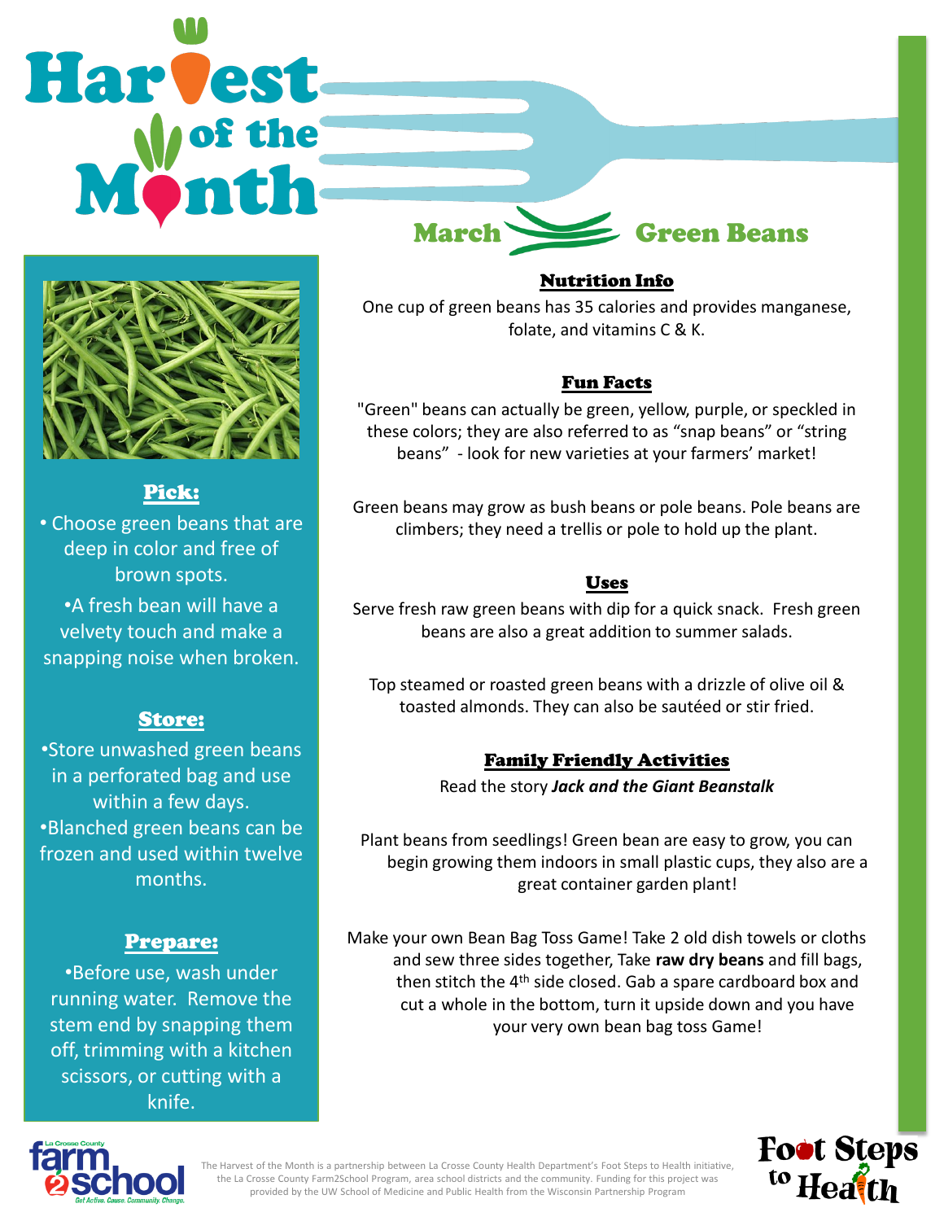# Harvest of the Month

## March — Green Beans

### Pick:

- Choose green beans that are deep in color and free of brown spots.
- A fresh bean will have a velvety touch and make a snapping noise when broken.

### Store:

- Store unwashed green beans in a perforated bag and use within a few days.
- Blanched green beans can be frozen and used within twelve months.

### Prepare:

- Before use, wash under running water. Remove the stem end by snapping them off, trimming with a kitchen scissors, or cutting with a knife.

### Nutrition Info

One cup of green beans has 35 calories and provides manganese, folate, and vitamins C & K.

### Fun Facts

"Green" beans can actually be green, yellow, purple, or speckled in these colors; they are also referred to as "snap beans" or "string beans" - look for new varieties at your farmers' market!

Green beans may grow as bush beans or pole beans. Pole beans are climbers; they need a trellis or pole to hold up the plant.

### Uses

Serve fresh raw green beans with dip for a quick snack. Fresh green beans are also a great addition to summer salads.

Top steamed or roasted green beans with a drizzle of olive oil & toasted almonds. They can also be sautéed or stir fried.

### Family Friendly Activities

Read the story ***Jack and the Giant Beanstalk***

Plant beans from seedlings! Green bean are easy to grow, you can begin growing them indoors in small plastic cups, they also are a great container garden plant!

Make your own Bean Bag Toss Game! Take 2 old dish towels or cloths and sew three sides together, Take **raw dry beans** and fill bags, then stitch the 4th side closed. Gab a spare cardboard box and cut a whole in the bottom, turn it upside down and you have your very own bean bag toss Game!

The Harvest of the Month is a partnership between La Crosse County Health Department's Foot Steps to Health initiative, the La Crosse County Farm2School Program, area school districts and the community. Funding for this project was provided by the UW School of Medicine and Public Health from the Wisconsin Partnership Program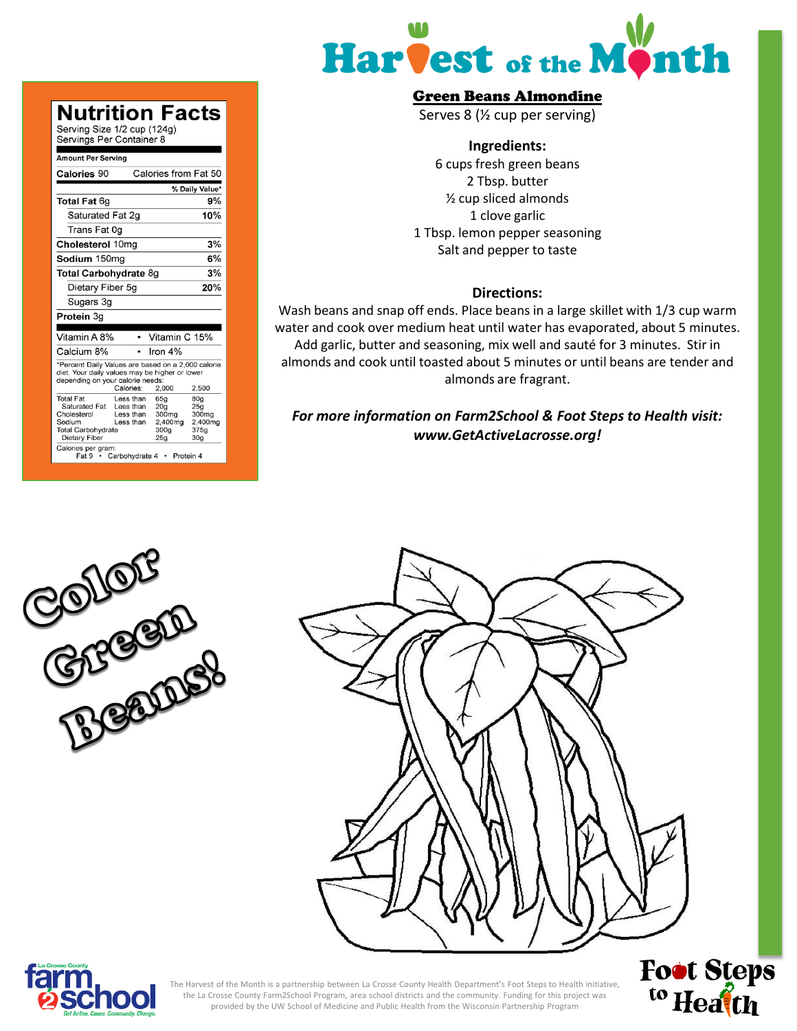# Harvest of the Month

## Green Beans Almondine

Serves 8 (½ cup per serving)

### Ingredients:

6 cups fresh green beans
2 Tbsp. butter
½ cup sliced almonds
1 clove garlic
1 Tbsp. lemon pepper seasoning
Salt and pepper to taste

### Directions:

Wash beans and snap off ends. Place beans in a large skillet with 1/3 cup warm water and cook over medium heat until water has evaporated, about 5 minutes. Add garlic, butter and seasoning, mix well and sauté for 3 minutes. Stir in almonds and cook until toasted about 5 minutes or until beans are tender and almonds are fragrant.

***For more information on Farm2School & Foot Steps to Health visit: www.GetActiveLacrosse.org!***

## Nutrition Facts

Serving Size 1/2 cup (124g)
Servings Per Container 8

**Amount Per Serving**

| | |
|---|---|
| **Calories** 90 | Calories from Fat 50 |
| | **% Daily Value*** |
| **Total Fat** 6g | **9%** |
| Saturated Fat 2g | **10%** |
| Trans Fat 0g | |
| **Cholesterol** 10mg | **3%** |
| **Sodium** 150mg | **6%** |
| **Total Carbohydrate** 8g | **3%** |
| Dietary Fiber 5g | **20%** |
| Sugars 3g | |
| **Protein** 3g | |
| Vitamin A 8% | Vitamin C 15% |
| Calcium 8% | Iron 4% |

*Percent Daily Values are based on a 2,000 calorie diet. Your daily values may be higher or lower depending on your calorie needs:

| | Calories: | 2,000 | 2,500 |
|---|---|---|---|
| Total Fat | Less than | 65g | 80g |
| Saturated Fat | Less than | 20g | 25g |
| Cholesterol | Less than | 300mg | 300mg |
| Sodium | Less than | 2,400mg | 2,400mg |
| Total Carbohydrate | | 300g | 375g |
| Dietary Fiber | | 25g | 30g |

Calories per gram:
Fat 9 • Carbohydrate 4 • Protein 4

## Color Green Beans!

La Crosse County farm2school — Get Active. Cause. Community. Change.

The Harvest of the Month is a partnership between La Crosse County Health Department's Foot Steps to Health initiative, the La Crosse County Farm2School Program, area school districts and the community. Funding for this project was provided by the UW School of Medicine and Public Health from the Wisconsin Partnership Program

Foot Steps to Health